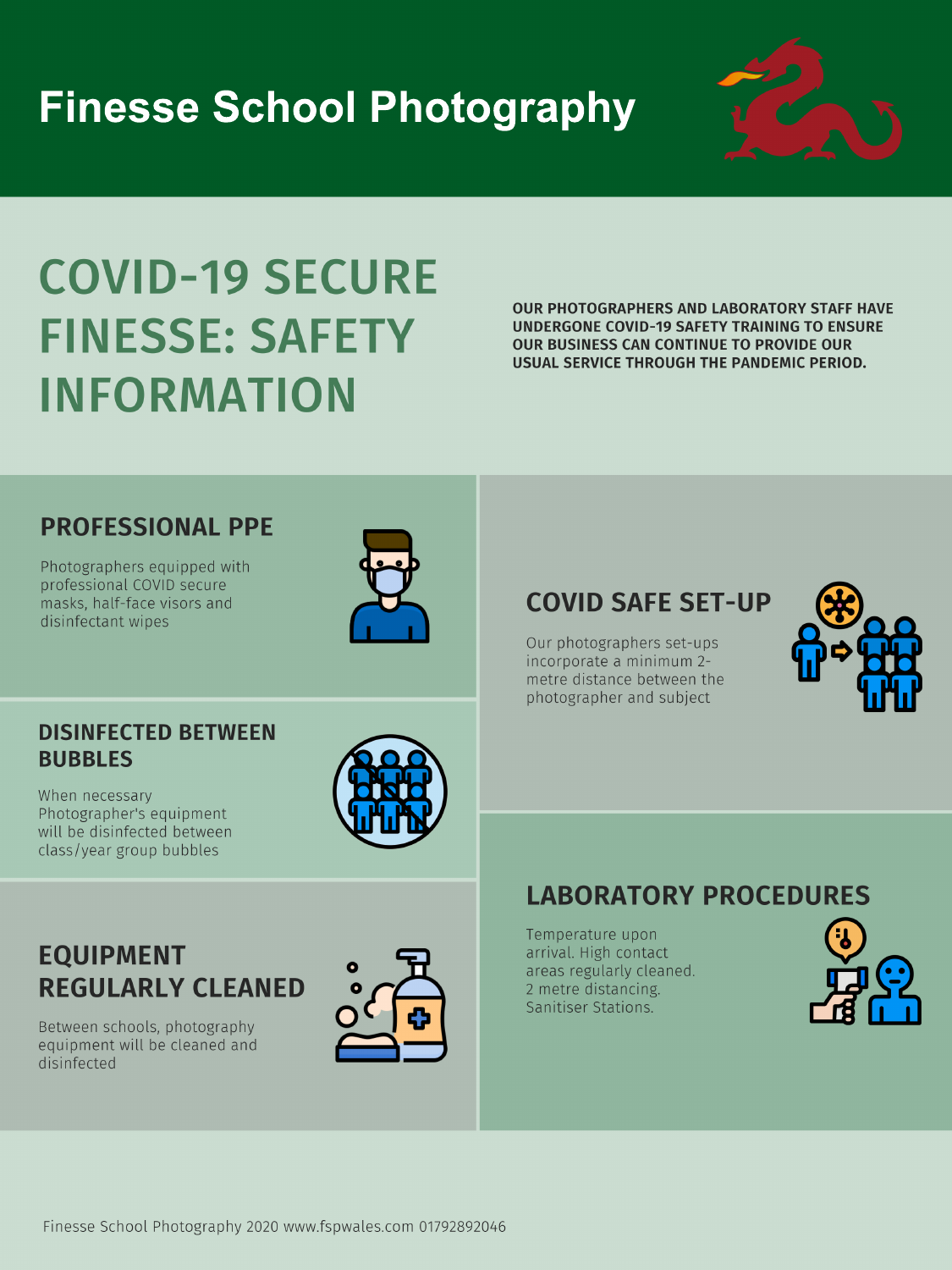# Finesse School Photography

## COVID-19 SECURE FINESSE: SAFETY INFORMATION

**OUR PHOTOGRAPHERS AND LABORATORY STAFF HAVE UNDERGONE COVID-19 SAFETY TRAINING TO ENSURE OUR BUSINESS CAN CONTINUE TO PROVIDE OUR USUAL SERVICE THROUGH THE PANDEMIC PERIOD.**

### PROFESSIONAL PPE

Photographers equipped with professional COVID secure masks, half-face visors and disinfectant wipes

### DISINFECTED BETWEEN BUBBLES

When necessary Photographer's equipment will be disinfected between class/year group bubbles

### EQUIPMENT REGULARLY CLEANED

Between schools, photography equipment will be cleaned and disinfected

### COVID SAFE SET-UP

Our photographers set-ups incorporate a minimum 2-metre distance between the photographer and subject

### LABORATORY PROCEDURES

Temperature upon arrival. High contact areas regularly cleaned. 2 metre distancing. Sanitiser Stations.

Finesse School Photography 2020 www.fspwales.com 01792892046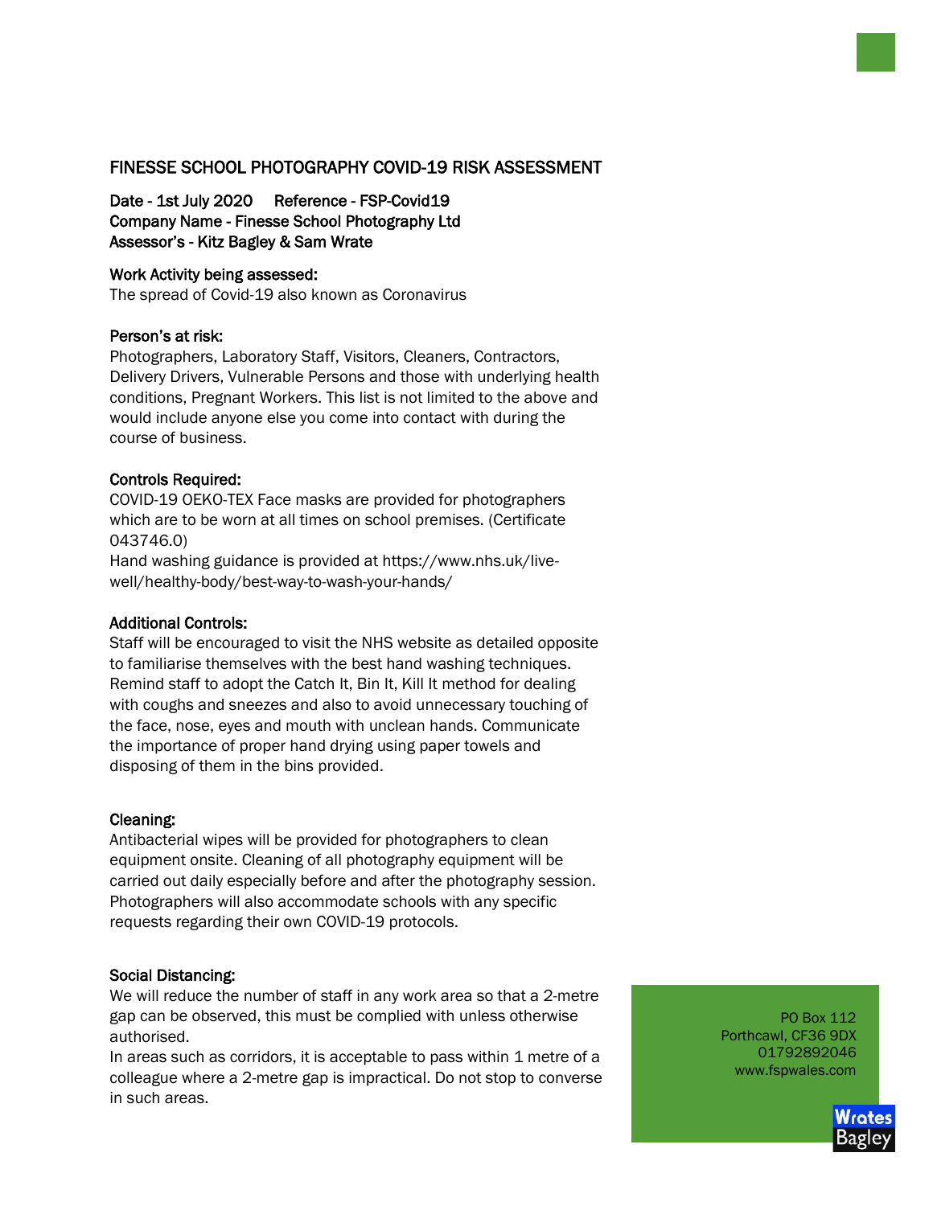# FINESSE SCHOOL PHOTOGRAPHY COVID-19 RISK ASSESSMENT

**Date - 1st July 2020   Reference - FSP-Covid19**
**Company Name - Finesse School Photography Ltd**
**Assessor's - Kitz Bagley & Sam Wrate**

**Work Activity being assessed:**
The spread of Covid-19 also known as Coronavirus

**Person's at risk:**
Photographers, Laboratory Staff, Visitors, Cleaners, Contractors, Delivery Drivers, Vulnerable Persons and those with underlying health conditions, Pregnant Workers. This list is not limited to the above and would include anyone else you come into contact with during the course of business.

**Controls Required:**
COVID-19 OEKO-TEX Face masks are provided for photographers which are to be worn at all times on school premises. (Certificate 043746.0)
Hand washing guidance is provided at https://www.nhs.uk/live-well/healthy-body/best-way-to-wash-your-hands/

**Additional Controls:**
Staff will be encouraged to visit the NHS website as detailed opposite to familiarise themselves with the best hand washing techniques. Remind staff to adopt the Catch It, Bin It, Kill It method for dealing with coughs and sneezes and also to avoid unnecessary touching of the face, nose, eyes and mouth with unclean hands. Communicate the importance of proper hand drying using paper towels and disposing of them in the bins provided.

**Cleaning:**
Antibacterial wipes will be provided for photographers to clean equipment onsite. Cleaning of all photography equipment will be carried out daily especially before and after the photography session. Photographers will also accommodate schools with any specific requests regarding their own COVID-19 protocols.

**Social Distancing:**
We will reduce the number of staff in any work area so that a 2-metre gap can be observed, this must be complied with unless otherwise authorised.
In areas such as corridors, it is acceptable to pass within 1 metre of a colleague where a 2-metre gap is impractical. Do not stop to converse in such areas.

PO Box 112
Porthcawl, CF36 9DX
01792892046
www.fspwales.com

Wrates Bagley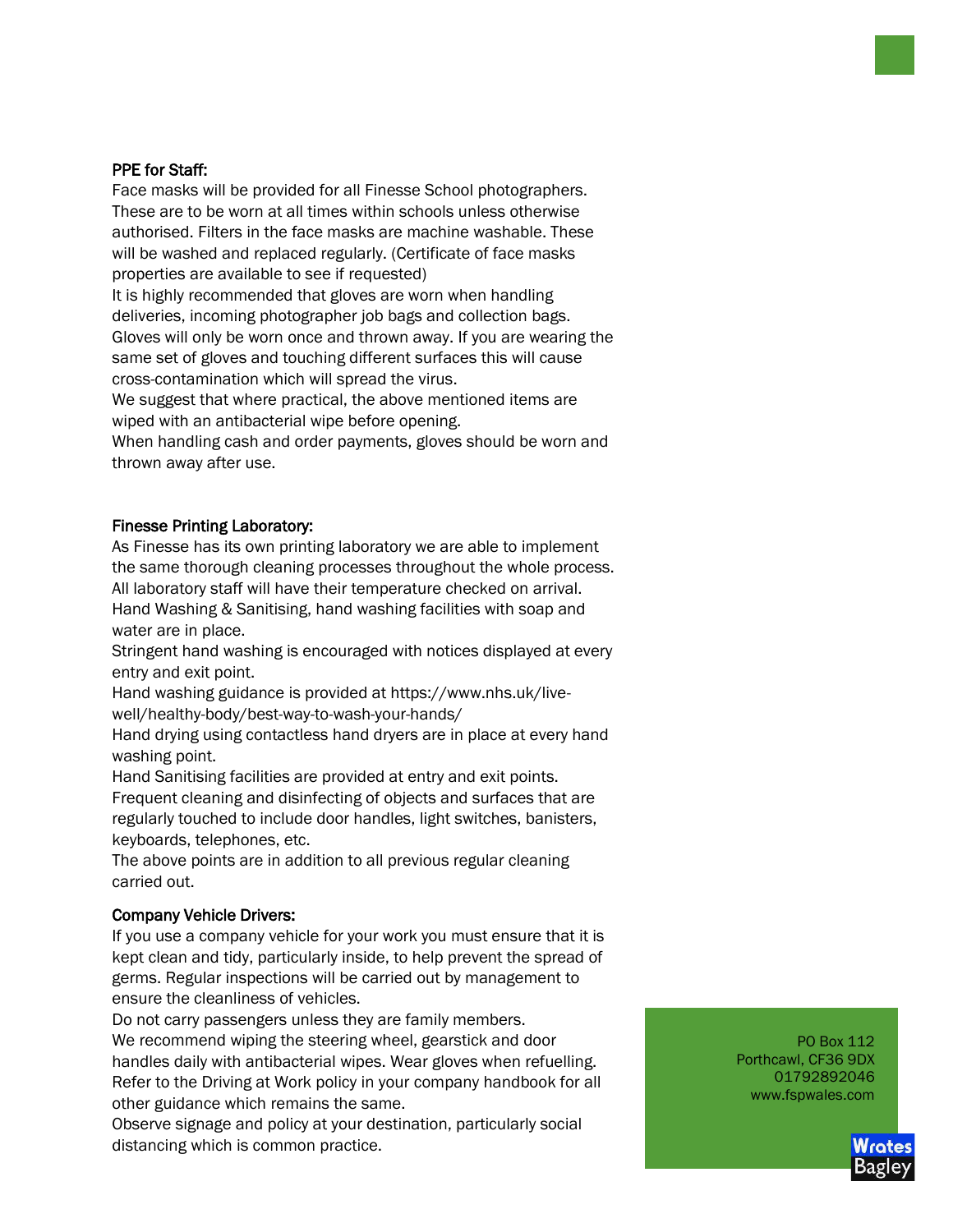**PPE for Staff:**

Face masks will be provided for all Finesse School photographers. These are to be worn at all times within schools unless otherwise authorised. Filters in the face masks are machine washable. These will be washed and replaced regularly. (Certificate of face masks properties are available to see if requested)

It is highly recommended that gloves are worn when handling deliveries, incoming photographer job bags and collection bags. Gloves will only be worn once and thrown away. If you are wearing the same set of gloves and touching different surfaces this will cause cross-contamination which will spread the virus.

We suggest that where practical, the above mentioned items are wiped with an antibacterial wipe before opening.

When handling cash and order payments, gloves should be worn and thrown away after use.

**Finesse Printing Laboratory:**

As Finesse has its own printing laboratory we are able to implement the same thorough cleaning processes throughout the whole process.

All laboratory staff will have their temperature checked on arrival.

Hand Washing & Sanitising, hand washing facilities with soap and water are in place.

Stringent hand washing is encouraged with notices displayed at every entry and exit point.

Hand washing guidance is provided at https://www.nhs.uk/live-well/healthy-body/best-way-to-wash-your-hands/

Hand drying using contactless hand dryers are in place at every hand washing point.

Hand Sanitising facilities are provided at entry and exit points.

Frequent cleaning and disinfecting of objects and surfaces that are regularly touched to include door handles, light switches, banisters, keyboards, telephones, etc.

The above points are in addition to all previous regular cleaning carried out.

**Company Vehicle Drivers:**

If you use a company vehicle for your work you must ensure that it is kept clean and tidy, particularly inside, to help prevent the spread of germs. Regular inspections will be carried out by management to ensure the cleanliness of vehicles.

Do not carry passengers unless they are family members.

We recommend wiping the steering wheel, gearstick and door handles daily with antibacterial wipes. Wear gloves when refuelling.

Refer to the Driving at Work policy in your company handbook for all other guidance which remains the same.

Observe signage and policy at your destination, particularly social distancing which is common practice.

PO Box 112
Porthcawl, CF36 9DX
01792892046
www.fspwales.com

Wrates Bagley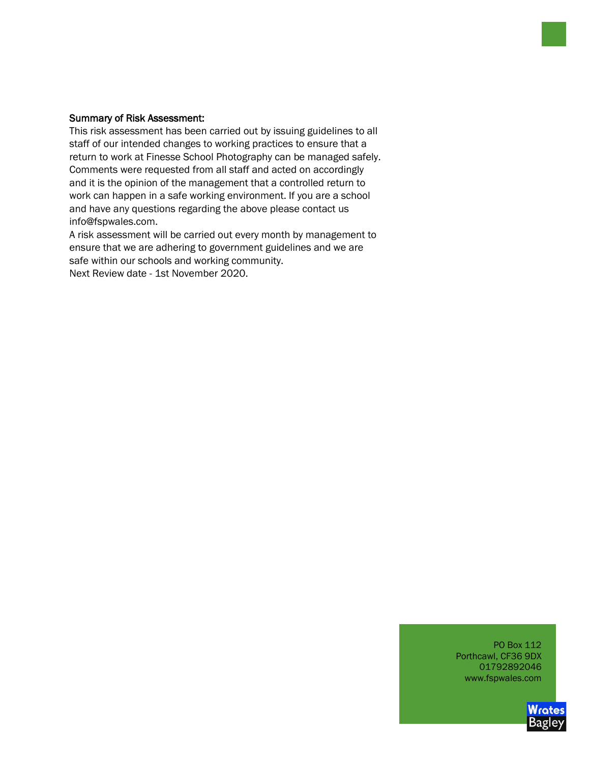**Summary of Risk Assessment:**

This risk assessment has been carried out by issuing guidelines to all staff of our intended changes to working practices to ensure that a return to work at Finesse School Photography can be managed safely. Comments were requested from all staff and acted on accordingly and it is the opinion of the management that a controlled return to work can happen in a safe working environment. If you are a school and have any questions regarding the above please contact us info@fspwales.com.

A risk assessment will be carried out every month by management to ensure that we are adhering to government guidelines and we are safe within our schools and working community.

Next Review date - 1st November 2020.

PO Box 112
Porthcawl, CF36 9DX
01792892046
www.fspwales.com

Wrates Bagley